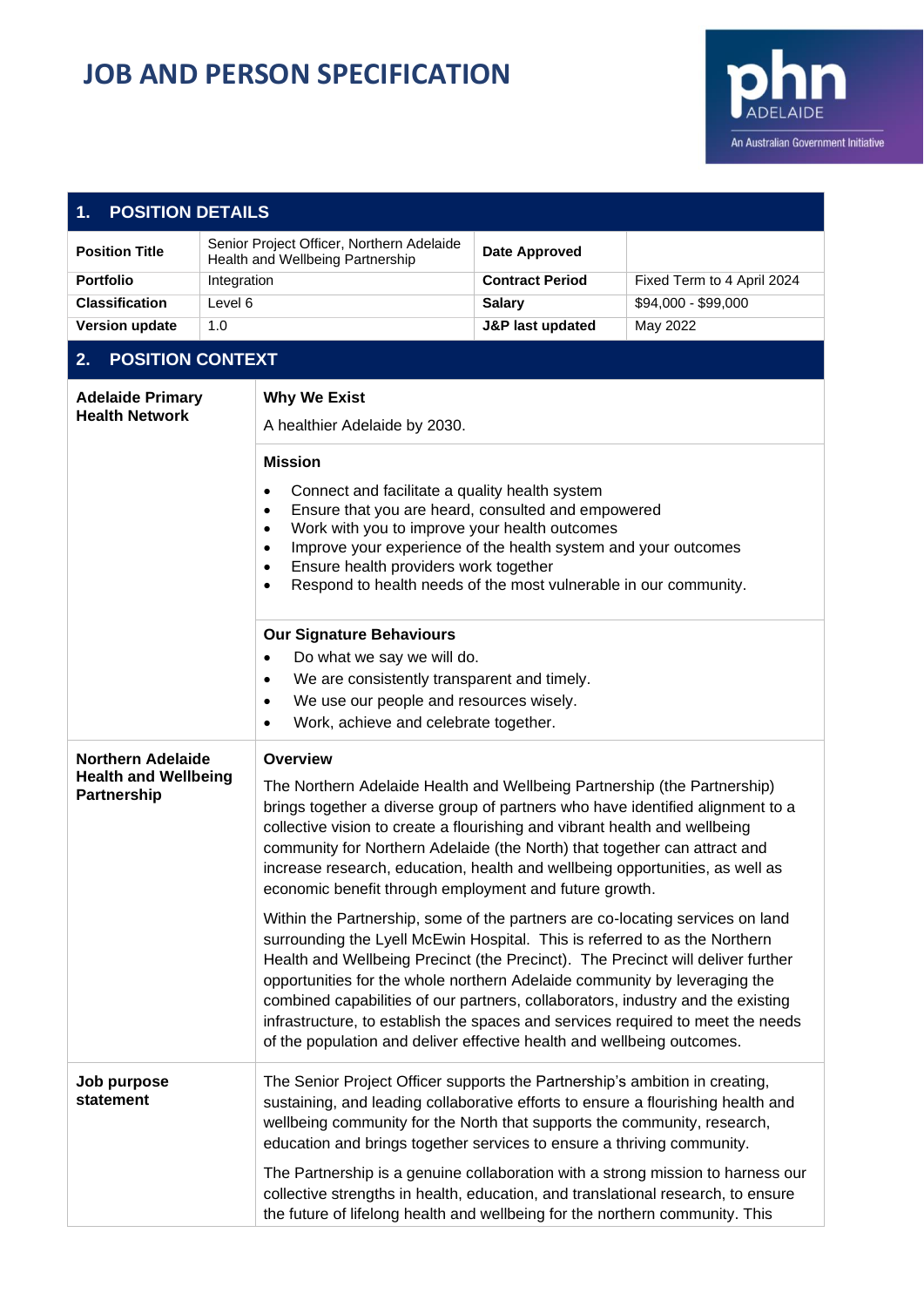# JOB AND PERSON SPECIFICATION

## 1. POSITION DETAILS

| | | | |
|---|---|---|---|
| **Position Title** | Senior Project Officer, Northern Adelaide Health and Wellbeing Partnership | **Date Approved** | |
| **Portfolio** | Integration | **Contract Period** | Fixed Term to 4 April 2024 |
| **Classification** | Level 6 | **Salary** | $94,000 - $99,000 |
| **Version update** | 1.0 | **J&P last updated** | May 2022 |

## 2. POSITION CONTEXT

| | |
|---|---|
| **Adelaide Primary Health Network** | **Why We Exist**<br><br>A healthier Adelaide by 2030.<br><br>**Mission**<br><br>• Connect and facilitate a quality health system<br>• Ensure that you are heard, consulted and empowered<br>• Work with you to improve your health outcomes<br>• Improve your experience of the health system and your outcomes<br>• Ensure health providers work together<br>• Respond to health needs of the most vulnerable in our community.<br><br>**Our Signature Behaviours**<br><br>• Do what we say we will do.<br>• We are consistently transparent and timely.<br>• We use our people and resources wisely.<br>• Work, achieve and celebrate together. |
| **Northern Adelaide Health and Wellbeing Partnership** | **Overview**<br><br>The Northern Adelaide Health and Wellbeing Partnership (the Partnership) brings together a diverse group of partners who have identified alignment to a collective vision to create a flourishing and vibrant health and wellbeing community for Northern Adelaide (the North) that together can attract and increase research, education, health and wellbeing opportunities, as well as economic benefit through employment and future growth.<br><br>Within the Partnership, some of the partners are co-locating services on land surrounding the Lyell McEwin Hospital. This is referred to as the Northern Health and Wellbeing Precinct (the Precinct). The Precinct will deliver further opportunities for the whole northern Adelaide community by leveraging the combined capabilities of our partners, collaborators, industry and the existing infrastructure, to establish the spaces and services required to meet the needs of the population and deliver effective health and wellbeing outcomes. |
| **Job purpose statement** | The Senior Project Officer supports the Partnership's ambition in creating, sustaining, and leading collaborative efforts to ensure a flourishing health and wellbeing community for the North that supports the community, research, education and brings together services to ensure a thriving community.<br><br>The Partnership is a genuine collaboration with a strong mission to harness our collective strengths in health, education, and translational research, to ensure the future of lifelong health and wellbeing for the northern community. This |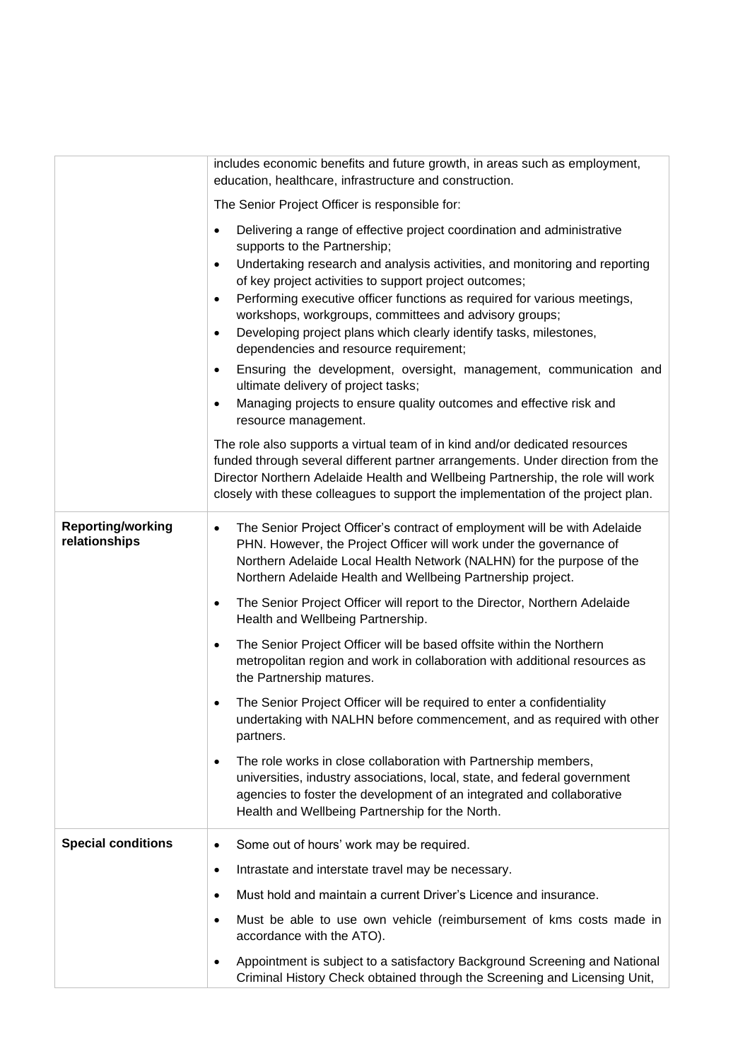| | |
|---|---|
| | includes economic benefits and future growth, in areas such as employment, education, healthcare, infrastructure and construction.<br><br>The Senior Project Officer is responsible for:<br><br>• Delivering a range of effective project coordination and administrative supports to the Partnership;<br>• Undertaking research and analysis activities, and monitoring and reporting of key project activities to support project outcomes;<br>• Performing executive officer functions as required for various meetings, workshops, workgroups, committees and advisory groups;<br>• Developing project plans which clearly identify tasks, milestones, dependencies and resource requirement;<br>• Ensuring the development, oversight, management, communication and ultimate delivery of project tasks;<br>• Managing projects to ensure quality outcomes and effective risk and resource management.<br><br>The role also supports a virtual team of in kind and/or dedicated resources funded through several different partner arrangements. Under direction from the Director Northern Adelaide Health and Wellbeing Partnership, the role will work closely with these colleagues to support the implementation of the project plan. |
| **Reporting/working relationships** | • The Senior Project Officer's contract of employment will be with Adelaide PHN. However, the Project Officer will work under the governance of Northern Adelaide Local Health Network (NALHN) for the purpose of the Northern Adelaide Health and Wellbeing Partnership project.<br><br>• The Senior Project Officer will report to the Director, Northern Adelaide Health and Wellbeing Partnership.<br><br>• The Senior Project Officer will be based offsite within the Northern metropolitan region and work in collaboration with additional resources as the Partnership matures.<br><br>• The Senior Project Officer will be required to enter a confidentiality undertaking with NALHN before commencement, and as required with other partners.<br><br>• The role works in close collaboration with Partnership members, universities, industry associations, local, state, and federal government agencies to foster the development of an integrated and collaborative Health and Wellbeing Partnership for the North. |
| **Special conditions** | • Some out of hours' work may be required.<br><br>• Intrastate and interstate travel may be necessary.<br><br>• Must hold and maintain a current Driver's Licence and insurance.<br><br>• Must be able to use own vehicle (reimbursement of kms costs made in accordance with the ATO).<br><br>• Appointment is subject to a satisfactory Background Screening and National Criminal History Check obtained through the Screening and Licensing Unit, |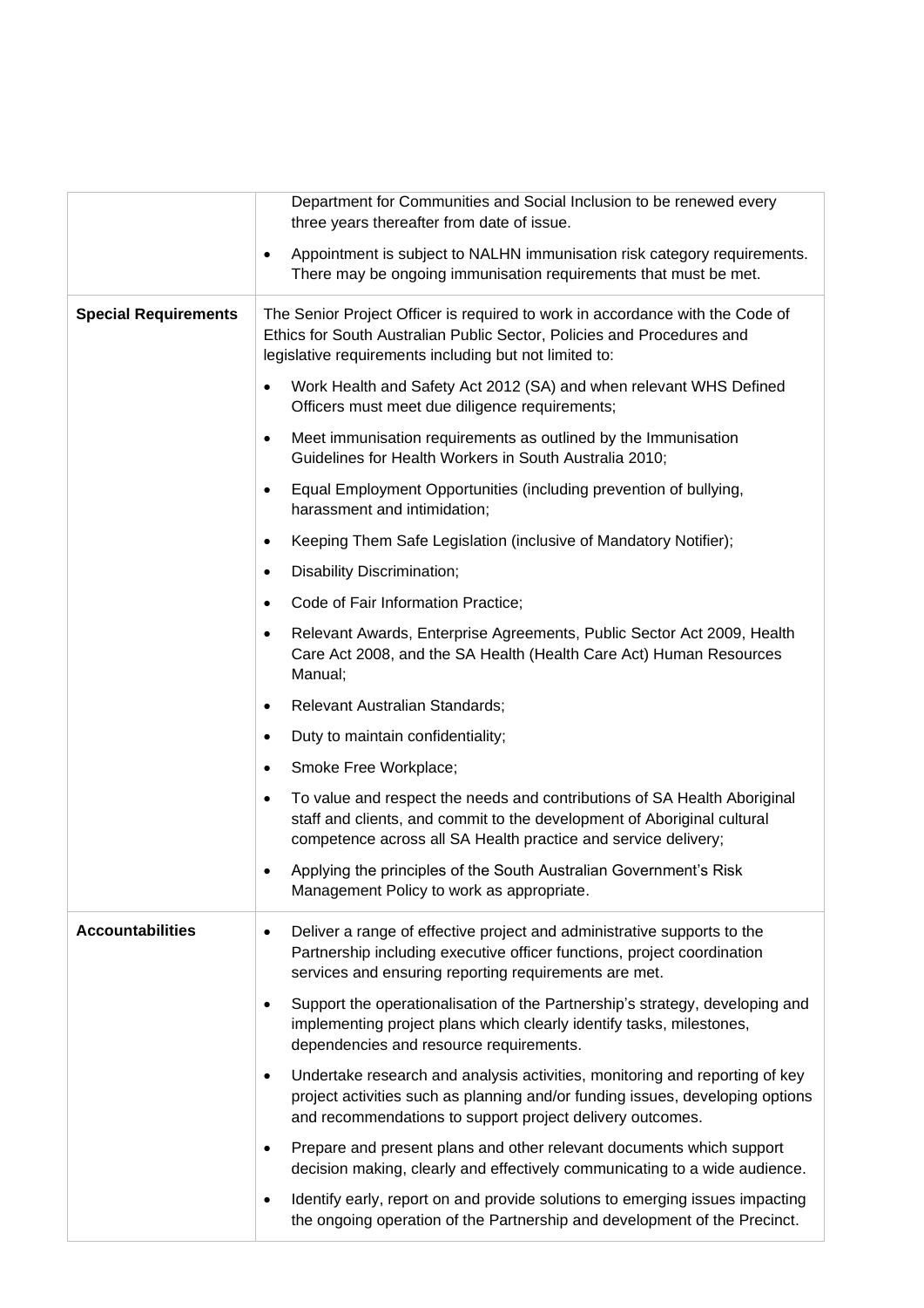| | |
|---|---|
| | Department for Communities and Social Inclusion to be renewed every three years thereafter from date of issue.<br><br>• Appointment is subject to NALHN immunisation risk category requirements. There may be ongoing immunisation requirements that must be met. |
| **Special Requirements** | The Senior Project Officer is required to work in accordance with the Code of Ethics for South Australian Public Sector, Policies and Procedures and legislative requirements including but not limited to:<br><br>• Work Health and Safety Act 2012 (SA) and when relevant WHS Defined Officers must meet due diligence requirements;<br>• Meet immunisation requirements as outlined by the Immunisation Guidelines for Health Workers in South Australia 2010;<br>• Equal Employment Opportunities (including prevention of bullying, harassment and intimidation;<br>• Keeping Them Safe Legislation (inclusive of Mandatory Notifier);<br>• Disability Discrimination;<br>• Code of Fair Information Practice;<br>• Relevant Awards, Enterprise Agreements, Public Sector Act 2009, Health Care Act 2008, and the SA Health (Health Care Act) Human Resources Manual;<br>• Relevant Australian Standards;<br>• Duty to maintain confidentiality;<br>• Smoke Free Workplace;<br>• To value and respect the needs and contributions of SA Health Aboriginal staff and clients, and commit to the development of Aboriginal cultural competence across all SA Health practice and service delivery;<br>• Applying the principles of the South Australian Government's Risk Management Policy to work as appropriate. |
| **Accountabilities** | • Deliver a range of effective project and administrative supports to the Partnership including executive officer functions, project coordination services and ensuring reporting requirements are met.<br>• Support the operationalisation of the Partnership's strategy, developing and implementing project plans which clearly identify tasks, milestones, dependencies and resource requirements.<br>• Undertake research and analysis activities, monitoring and reporting of key project activities such as planning and/or funding issues, developing options and recommendations to support project delivery outcomes.<br>• Prepare and present plans and other relevant documents which support decision making, clearly and effectively communicating to a wide audience.<br>• Identify early, report on and provide solutions to emerging issues impacting the ongoing operation of the Partnership and development of the Precinct. |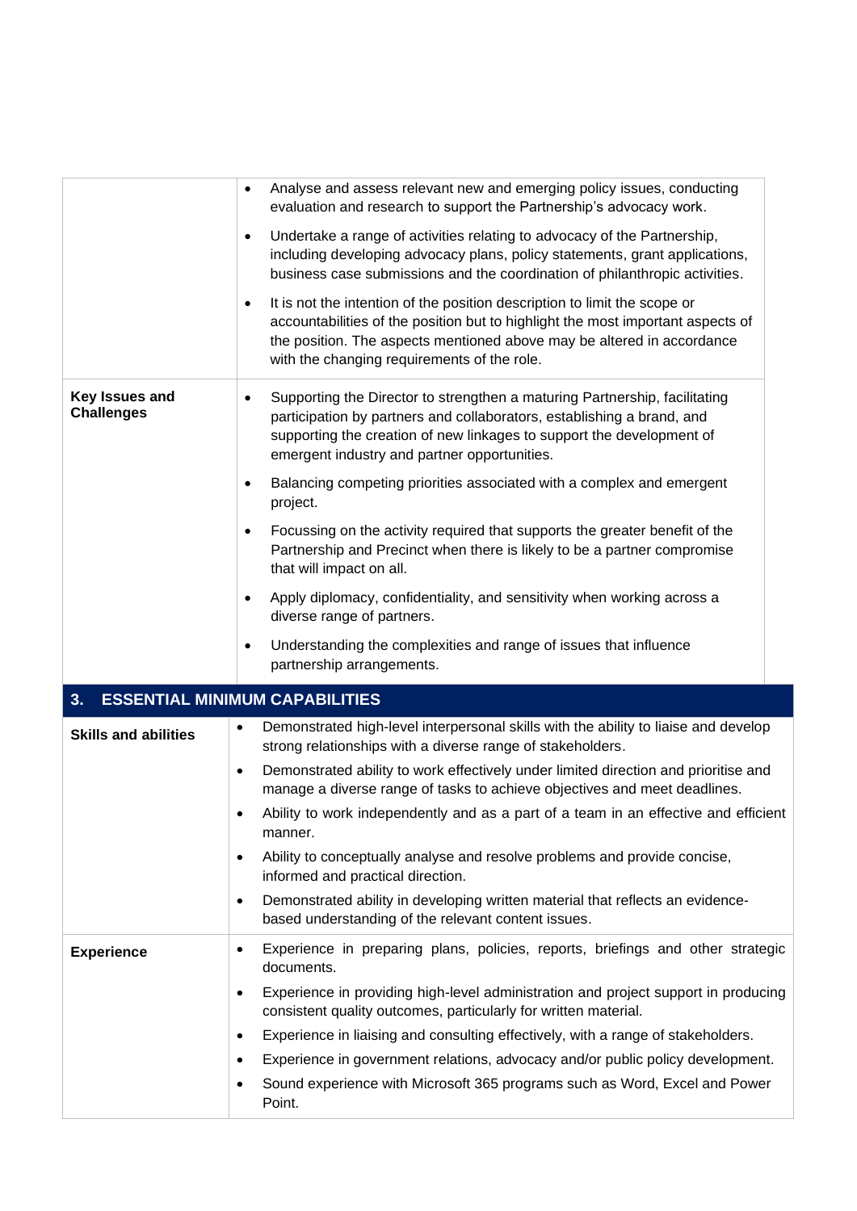| | |
|---|---|
| | • Analyse and assess relevant new and emerging policy issues, conducting evaluation and research to support the Partnership's advocacy work.<br>• Undertake a range of activities relating to advocacy of the Partnership, including developing advocacy plans, policy statements, grant applications, business case submissions and the coordination of philanthropic activities.<br>• It is not the intention of the position description to limit the scope or accountabilities of the position but to highlight the most important aspects of the position. The aspects mentioned above may be altered in accordance with the changing requirements of the role. |
| **Key Issues and Challenges** | • Supporting the Director to strengthen a maturing Partnership, facilitating participation by partners and collaborators, establishing a brand, and supporting the creation of new linkages to support the development of emergent industry and partner opportunities.<br>• Balancing competing priorities associated with a complex and emergent project.<br>• Focussing on the activity required that supports the greater benefit of the Partnership and Precinct when there is likely to be a partner compromise that will impact on all.<br>• Apply diplomacy, confidentiality, and sensitivity when working across a diverse range of partners.<br>• Understanding the complexities and range of issues that influence partnership arrangements. |

## 3. ESSENTIAL MINIMUM CAPABILITIES

| | |
|---|---|
| **Skills and abilities** | • Demonstrated high-level interpersonal skills with the ability to liaise and develop strong relationships with a diverse range of stakeholders.<br>• Demonstrated ability to work effectively under limited direction and prioritise and manage a diverse range of tasks to achieve objectives and meet deadlines.<br>• Ability to work independently and as a part of a team in an effective and efficient manner.<br>• Ability to conceptually analyse and resolve problems and provide concise, informed and practical direction.<br>• Demonstrated ability in developing written material that reflects an evidence-based understanding of the relevant content issues. |
| **Experience** | • Experience in preparing plans, policies, reports, briefings and other strategic documents.<br>• Experience in providing high-level administration and project support in producing consistent quality outcomes, particularly for written material.<br>• Experience in liaising and consulting effectively, with a range of stakeholders.<br>• Experience in government relations, advocacy and/or public policy development.<br>• Sound experience with Microsoft 365 programs such as Word, Excel and Power Point. |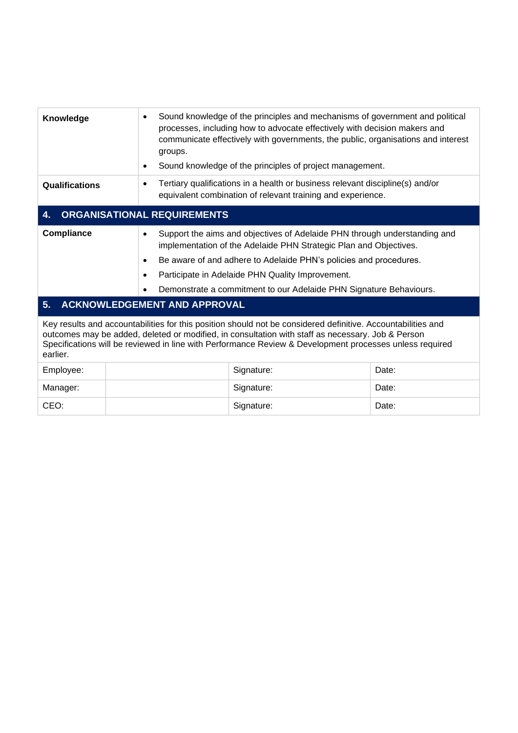| | |
|---|---|
| **Knowledge** | • Sound knowledge of the principles and mechanisms of government and political processes, including how to advocate effectively with decision makers and communicate effectively with governments, the public, organisations and interest groups.<br>• Sound knowledge of the principles of project management. |
| **Qualifications** | • Tertiary qualifications in a health or business relevant discipline(s) and/or equivalent combination of relevant training and experience. |

## 4. ORGANISATIONAL REQUIREMENTS

| | |
|---|---|
| **Compliance** | • Support the aims and objectives of Adelaide PHN through understanding and implementation of the Adelaide PHN Strategic Plan and Objectives.<br>• Be aware of and adhere to Adelaide PHN's policies and procedures.<br>• Participate in Adelaide PHN Quality Improvement.<br>• Demonstrate a commitment to our Adelaide PHN Signature Behaviours. |

## 5. ACKNOWLEDGEMENT AND APPROVAL

Key results and accountabilities for this position should not be considered definitive. Accountabilities and outcomes may be added, deleted or modified, in consultation with staff as necessary. Job & Person Specifications will be reviewed in line with Performance Review & Development processes unless required earlier.

| | | | |
|---|---|---|---|
| Employee: | | Signature: | Date: |
| Manager: | | Signature: | Date: |
| CEO: | | Signature: | Date: |